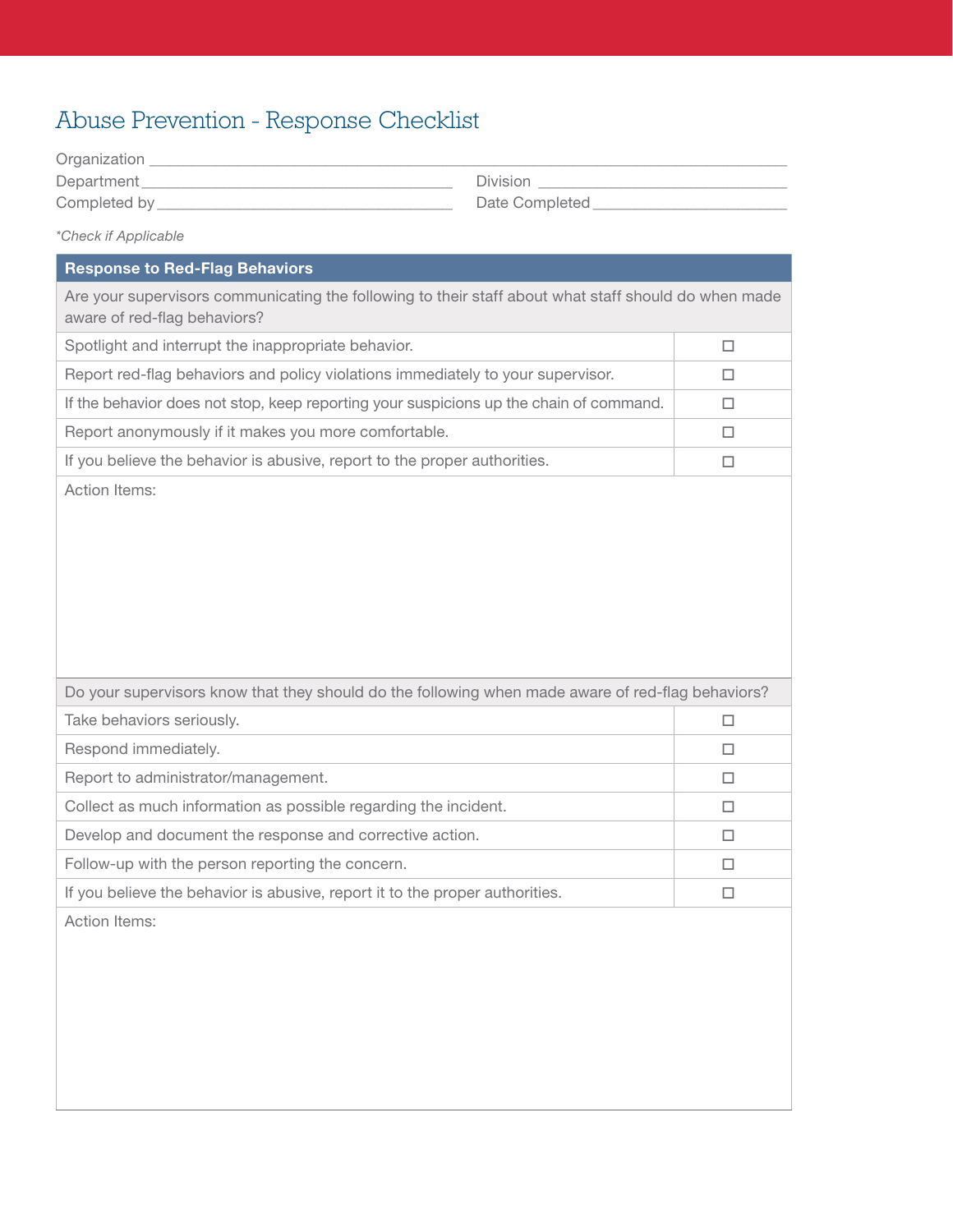# Abuse Prevention - Response Checklist

Organization ______________________________________________________________________

Department ____________________________________ Division ____________________________

Completed by __________________________________ Date Completed ______________________

*Check if Applicable*

| Response to Red-Flag Behaviors | |
|---|---|
| Are your supervisors communicating the following to their staff about what staff should do when made aware of red-flag behaviors? | |
| Spotlight and interrupt the inappropriate behavior. | ☐ |
| Report red-flag behaviors and policy violations immediately to your supervisor. | ☐ |
| If the behavior does not stop, keep reporting your suspicions up the chain of command. | ☐ |
| Report anonymously if it makes you more comfortable. | ☐ |
| If you believe the behavior is abusive, report to the proper authorities. | ☐ |
| Action Items: | |
| Do your supervisors know that they should do the following when made aware of red-flag behaviors? | |
| Take behaviors seriously. | ☐ |
| Respond immediately. | ☐ |
| Report to administrator/management. | ☐ |
| Collect as much information as possible regarding the incident. | ☐ |
| Develop and document the response and corrective action. | ☐ |
| Follow-up with the person reporting the concern. | ☐ |
| If you believe the behavior is abusive, report it to the proper authorities. | ☐ |
| Action Items: | |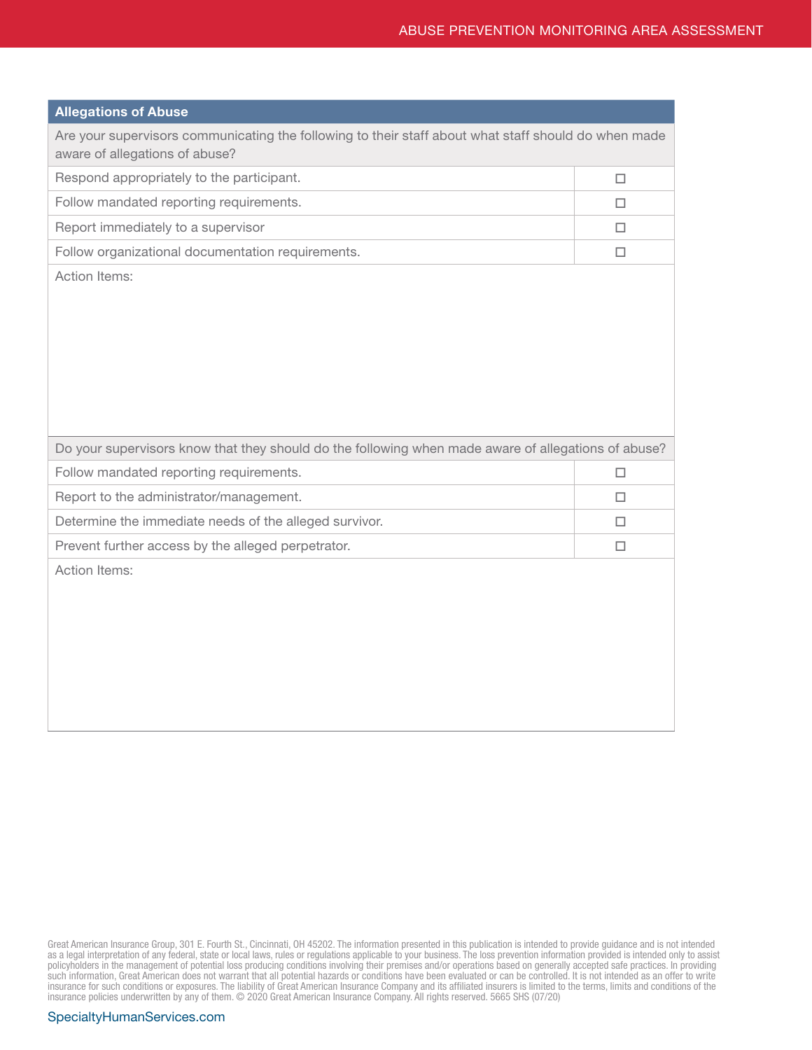| Allegations of Abuse | |
|---|---|
| Are your supervisors communicating the following to their staff about what staff should do when made aware of allegations of abuse? | |
| Respond appropriately to the participant. | ☐ |
| Follow mandated reporting requirements. | ☐ |
| Report immediately to a supervisor | ☐ |
| Follow organizational documentation requirements. | ☐ |
| Action Items: | |
| Do your supervisors know that they should do the following when made aware of allegations of abuse? | |
| Follow mandated reporting requirements. | ☐ |
| Report to the administrator/management. | ☐ |
| Determine the immediate needs of the alleged survivor. | ☐ |
| Prevent further access by the alleged perpetrator. | ☐ |
| Action Items: | |

Great American Insurance Group, 301 E. Fourth St., Cincinnati, OH 45202. The information presented in this publication is intended to provide guidance and is not intended as a legal interpretation of any federal, state or local laws, rules or regulations applicable to your business. The loss prevention information provided is intended only to assist policyholders in the management of potential loss producing conditions involving their premises and/or operations based on generally accepted safe practices. In providing such information, Great American does not warrant that all potential hazards or conditions have been evaluated or can be controlled. It is not intended as an offer to write insurance for such conditions or exposures. The liability of Great American Insurance Company and its affiliated insurers is limited to the terms, limits and conditions of the insurance policies underwritten by any of them. © 2020 Great American Insurance Company. All rights reserved. 5665 SHS (07/20)

SpecialtyHumanServices.com